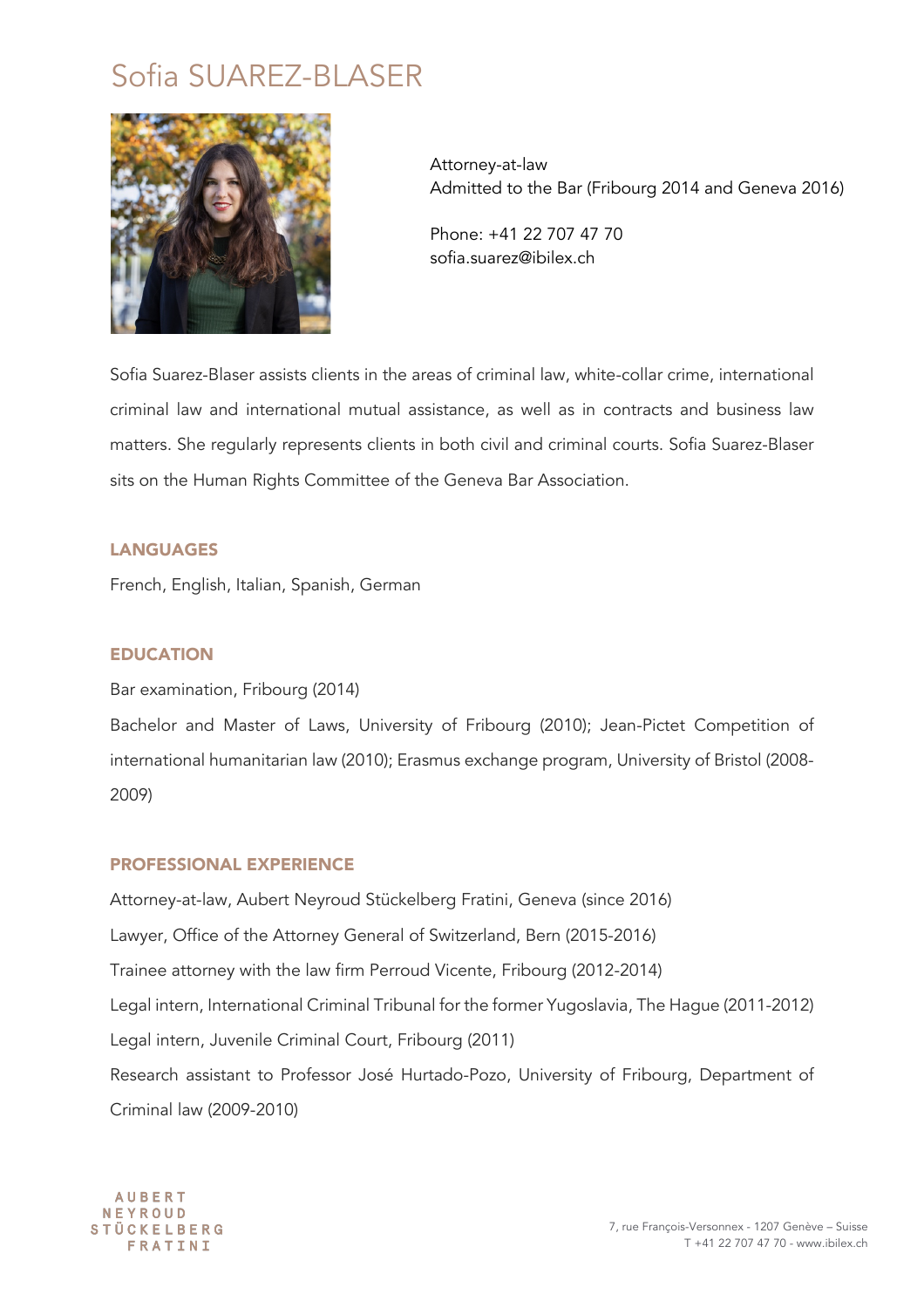# Sofia SUAREZ-BLASER

Attorney-at-law
Admitted to the Bar (Fribourg 2014 and Geneva 2016)

Phone: +41 22 707 47 70
sofia.suarez@ibilex.ch

Sofia Suarez-Blaser assists clients in the areas of criminal law, white-collar crime, international criminal law and international mutual assistance, as well as in contracts and business law matters. She regularly represents clients in both civil and criminal courts. Sofia Suarez-Blaser sits on the Human Rights Committee of the Geneva Bar Association.

## LANGUAGES

French, English, Italian, Spanish, German

## EDUCATION

Bar examination, Fribourg (2014)

Bachelor and Master of Laws, University of Fribourg (2010); Jean-Pictet Competition of international humanitarian law (2010); Erasmus exchange program, University of Bristol (2008-2009)

## PROFESSIONAL EXPERIENCE

Attorney-at-law, Aubert Neyroud Stückelberg Fratini, Geneva (since 2016)

Lawyer, Office of the Attorney General of Switzerland, Bern (2015-2016)

Trainee attorney with the law firm Perroud Vicente, Fribourg (2012-2014)

Legal intern, International Criminal Tribunal for the former Yugoslavia, The Hague (2011-2012)

Legal intern, Juvenile Criminal Court, Fribourg (2011)

Research assistant to Professor José Hurtado-Pozo, University of Fribourg, Department of Criminal law (2009-2010)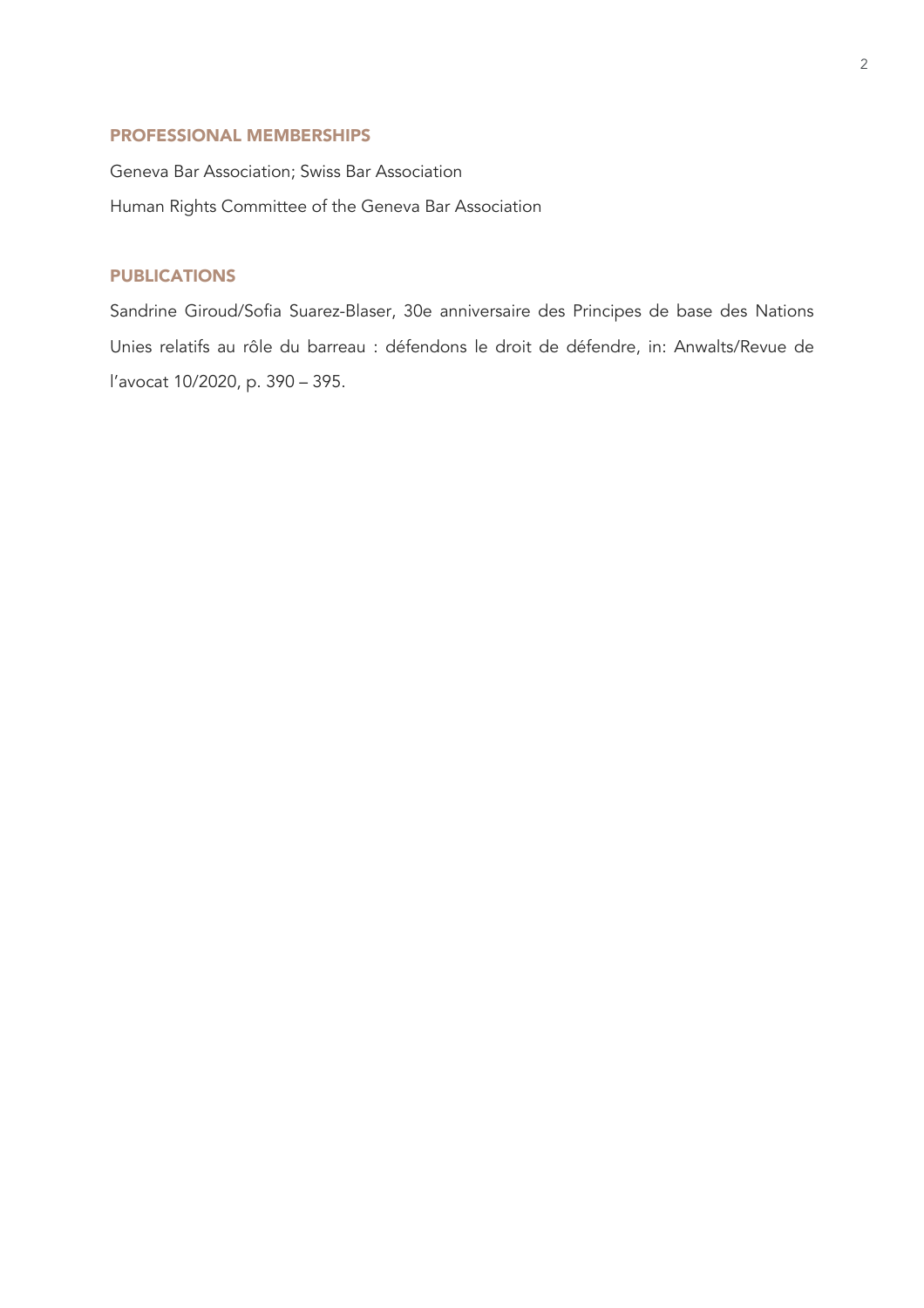## PROFESSIONAL MEMBERSHIPS

Geneva Bar Association; Swiss Bar Association

Human Rights Committee of the Geneva Bar Association

## PUBLICATIONS

Sandrine Giroud/Sofia Suarez-Blaser, 30e anniversaire des Principes de base des Nations Unies relatifs au rôle du barreau : défendons le droit de défendre, in: Anwalts/Revue de l'avocat 10/2020, p. 390 – 395.